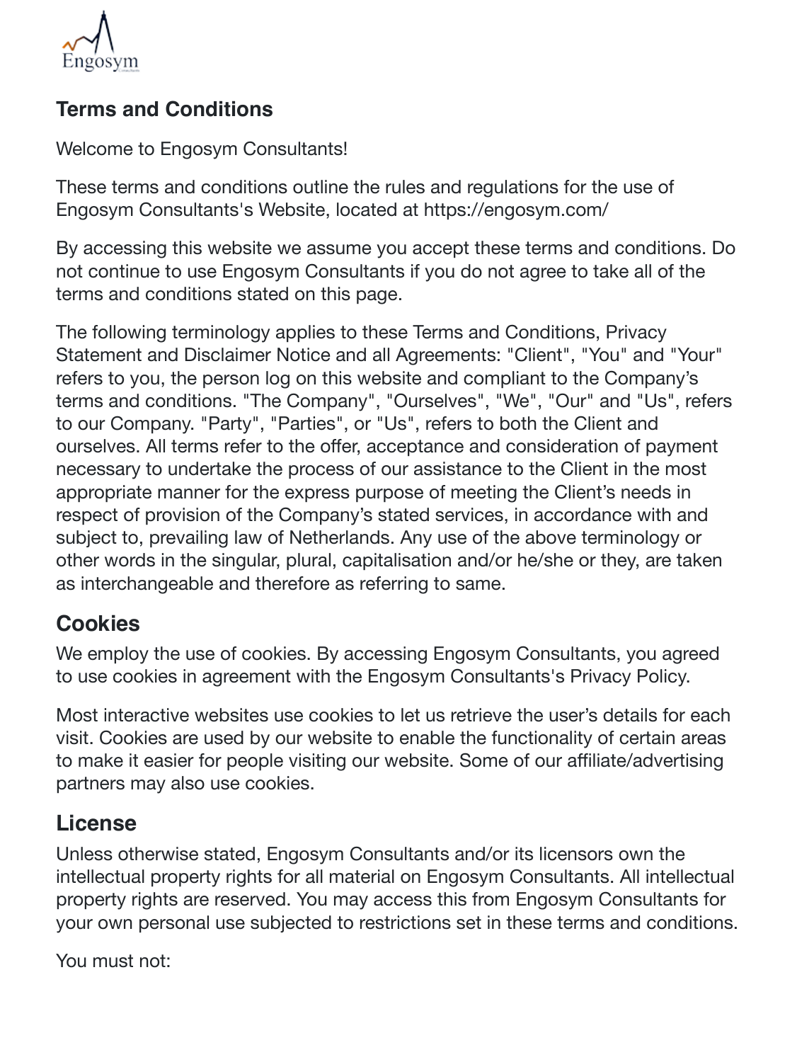## Terms and Conditions

Welcome to Engosym Consultants!

These terms and conditions outline the rules and regulations for the use of Engosym Consultants's Website, located at https://engosym.com/

By accessing this website we assume you accept these terms and conditions. Do not continue to use Engosym Consultants if you do not agree to take all of the terms and conditions stated on this page.

The following terminology applies to these Terms and Conditions, Privacy Statement and Disclaimer Notice and all Agreements: "Client", "You" and "Your" refers to you, the person log on this website and compliant to the Company's terms and conditions. "The Company", "Ourselves", "We", "Our" and "Us", refers to our Company. "Party", "Parties", or "Us", refers to both the Client and ourselves. All terms refer to the offer, acceptance and consideration of payment necessary to undertake the process of our assistance to the Client in the most appropriate manner for the express purpose of meeting the Client's needs in respect of provision of the Company's stated services, in accordance with and subject to, prevailing law of Netherlands. Any use of the above terminology or other words in the singular, plural, capitalisation and/or he/she or they, are taken as interchangeable and therefore as referring to same.

## Cookies

We employ the use of cookies. By accessing Engosym Consultants, you agreed to use cookies in agreement with the Engosym Consultants's Privacy Policy.

Most interactive websites use cookies to let us retrieve the user's details for each visit. Cookies are used by our website to enable the functionality of certain areas to make it easier for people visiting our website. Some of our affiliate/advertising partners may also use cookies.

## License

Unless otherwise stated, Engosym Consultants and/or its licensors own the intellectual property rights for all material on Engosym Consultants. All intellectual property rights are reserved. You may access this from Engosym Consultants for your own personal use subjected to restrictions set in these terms and conditions.

You must not: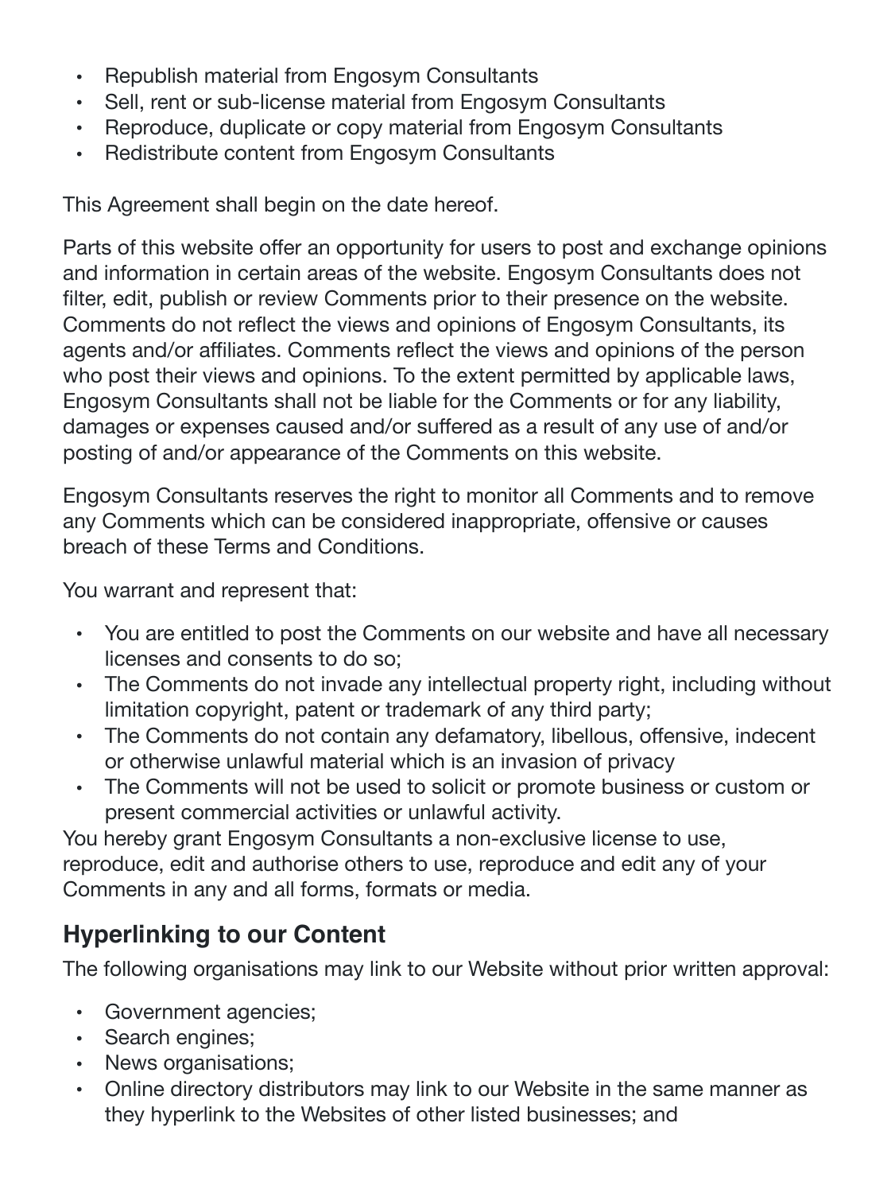- Republish material from Engosym Consultants
- Sell, rent or sub-license material from Engosym Consultants
- Reproduce, duplicate or copy material from Engosym Consultants
- Redistribute content from Engosym Consultants

This Agreement shall begin on the date hereof.

Parts of this website offer an opportunity for users to post and exchange opinions and information in certain areas of the website. Engosym Consultants does not filter, edit, publish or review Comments prior to their presence on the website. Comments do not reflect the views and opinions of Engosym Consultants, its agents and/or affiliates. Comments reflect the views and opinions of the person who post their views and opinions. To the extent permitted by applicable laws, Engosym Consultants shall not be liable for the Comments or for any liability, damages or expenses caused and/or suffered as a result of any use of and/or posting of and/or appearance of the Comments on this website.

Engosym Consultants reserves the right to monitor all Comments and to remove any Comments which can be considered inappropriate, offensive or causes breach of these Terms and Conditions.

You warrant and represent that:

- You are entitled to post the Comments on our website and have all necessary licenses and consents to do so;
- The Comments do not invade any intellectual property right, including without limitation copyright, patent or trademark of any third party;
- The Comments do not contain any defamatory, libellous, offensive, indecent or otherwise unlawful material which is an invasion of privacy
- The Comments will not be used to solicit or promote business or custom or present commercial activities or unlawful activity.

You hereby grant Engosym Consultants a non-exclusive license to use, reproduce, edit and authorise others to use, reproduce and edit any of your Comments in any and all forms, formats or media.

## Hyperlinking to our Content

The following organisations may link to our Website without prior written approval:

- Government agencies;
- Search engines;
- News organisations;
- Online directory distributors may link to our Website in the same manner as they hyperlink to the Websites of other listed businesses; and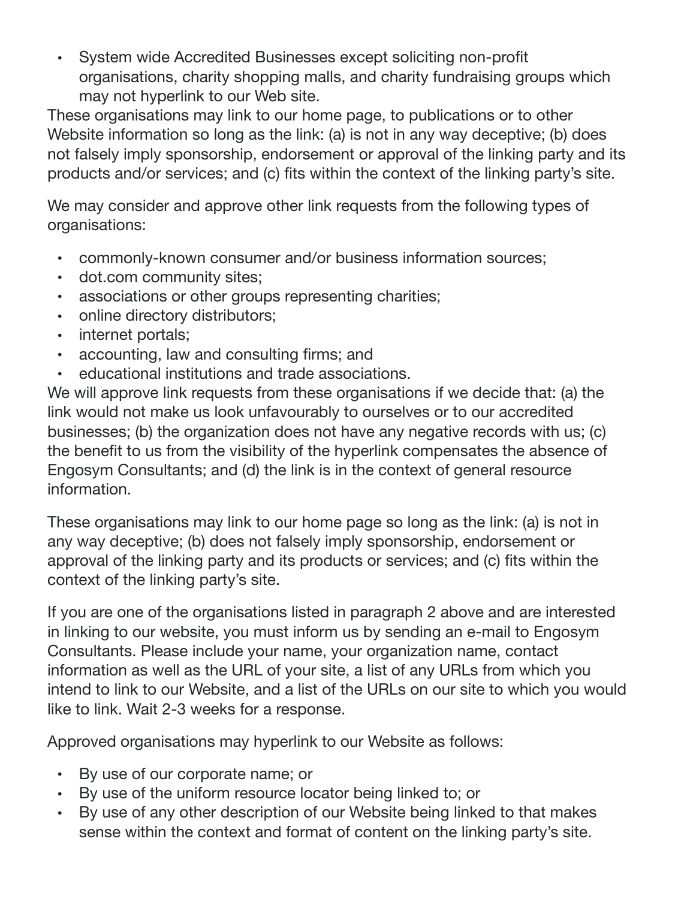- System wide Accredited Businesses except soliciting non-profit organisations, charity shopping malls, and charity fundraising groups which may not hyperlink to our Web site.

These organisations may link to our home page, to publications or to other Website information so long as the link: (a) is not in any way deceptive; (b) does not falsely imply sponsorship, endorsement or approval of the linking party and its products and/or services; and (c) fits within the context of the linking party's site.

We may consider and approve other link requests from the following types of organisations:

- commonly-known consumer and/or business information sources;
- dot.com community sites;
- associations or other groups representing charities;
- online directory distributors;
- internet portals;
- accounting, law and consulting firms; and
- educational institutions and trade associations.

We will approve link requests from these organisations if we decide that: (a) the link would not make us look unfavourably to ourselves or to our accredited businesses; (b) the organization does not have any negative records with us; (c) the benefit to us from the visibility of the hyperlink compensates the absence of Engosym Consultants; and (d) the link is in the context of general resource information.

These organisations may link to our home page so long as the link: (a) is not in any way deceptive; (b) does not falsely imply sponsorship, endorsement or approval of the linking party and its products or services; and (c) fits within the context of the linking party's site.

If you are one of the organisations listed in paragraph 2 above and are interested in linking to our website, you must inform us by sending an e-mail to Engosym Consultants. Please include your name, your organization name, contact information as well as the URL of your site, a list of any URLs from which you intend to link to our Website, and a list of the URLs on our site to which you would like to link. Wait 2-3 weeks for a response.

Approved organisations may hyperlink to our Website as follows:

- By use of our corporate name; or
- By use of the uniform resource locator being linked to; or
- By use of any other description of our Website being linked to that makes sense within the context and format of content on the linking party's site.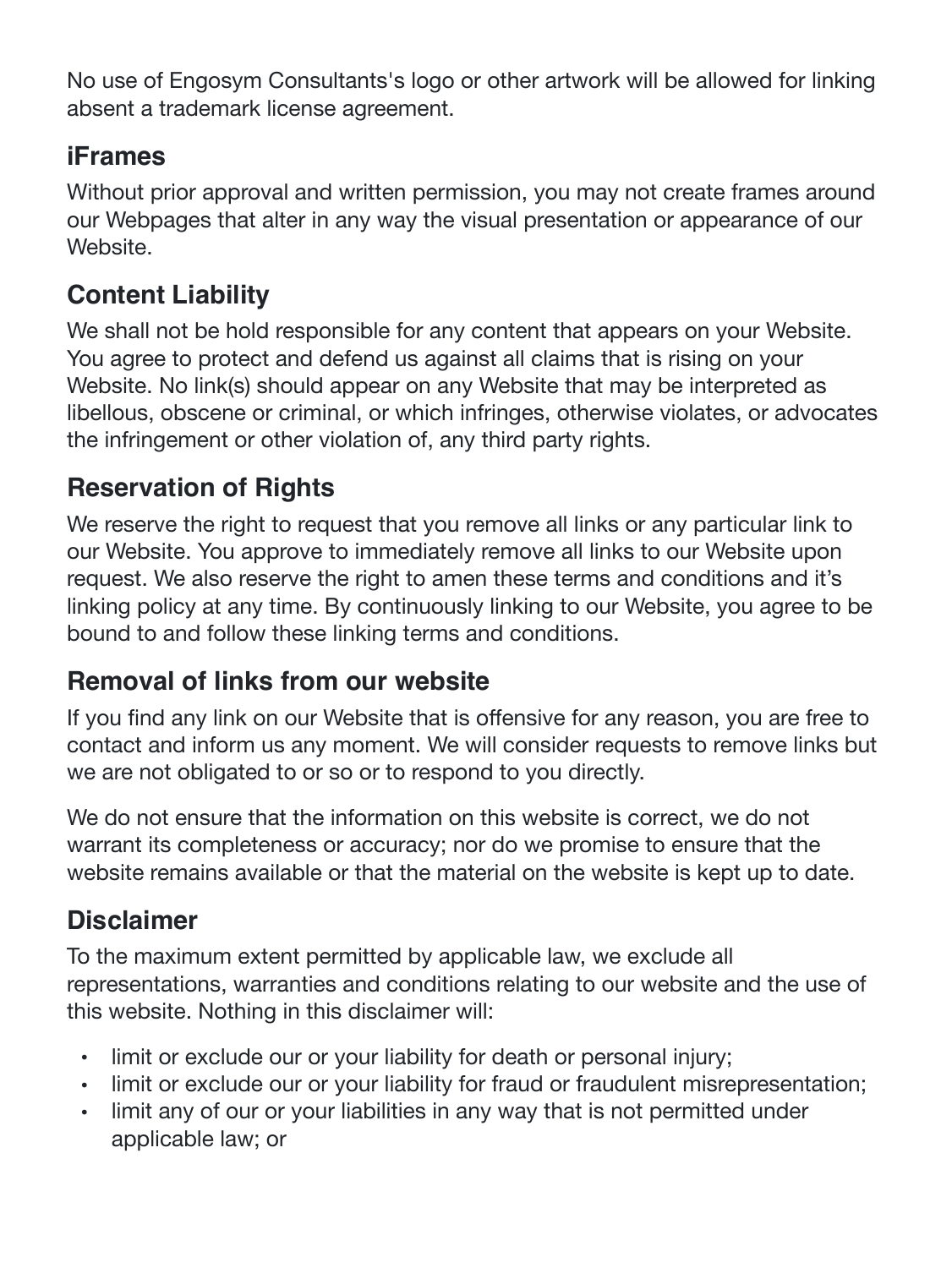No use of Engosym Consultants's logo or other artwork will be allowed for linking absent a trademark license agreement.

## iFrames

Without prior approval and written permission, you may not create frames around our Webpages that alter in any way the visual presentation or appearance of our Website.

## Content Liability

We shall not be hold responsible for any content that appears on your Website. You agree to protect and defend us against all claims that is rising on your Website. No link(s) should appear on any Website that may be interpreted as libellous, obscene or criminal, or which infringes, otherwise violates, or advocates the infringement or other violation of, any third party rights.

## Reservation of Rights

We reserve the right to request that you remove all links or any particular link to our Website. You approve to immediately remove all links to our Website upon request. We also reserve the right to amen these terms and conditions and it's linking policy at any time. By continuously linking to our Website, you agree to be bound to and follow these linking terms and conditions.

## Removal of links from our website

If you find any link on our Website that is offensive for any reason, you are free to contact and inform us any moment. We will consider requests to remove links but we are not obligated to or so or to respond to you directly.

We do not ensure that the information on this website is correct, we do not warrant its completeness or accuracy; nor do we promise to ensure that the website remains available or that the material on the website is kept up to date.

## Disclaimer

To the maximum extent permitted by applicable law, we exclude all representations, warranties and conditions relating to our website and the use of this website. Nothing in this disclaimer will:

- limit or exclude our or your liability for death or personal injury;
- limit or exclude our or your liability for fraud or fraudulent misrepresentation;
- limit any of our or your liabilities in any way that is not permitted under applicable law; or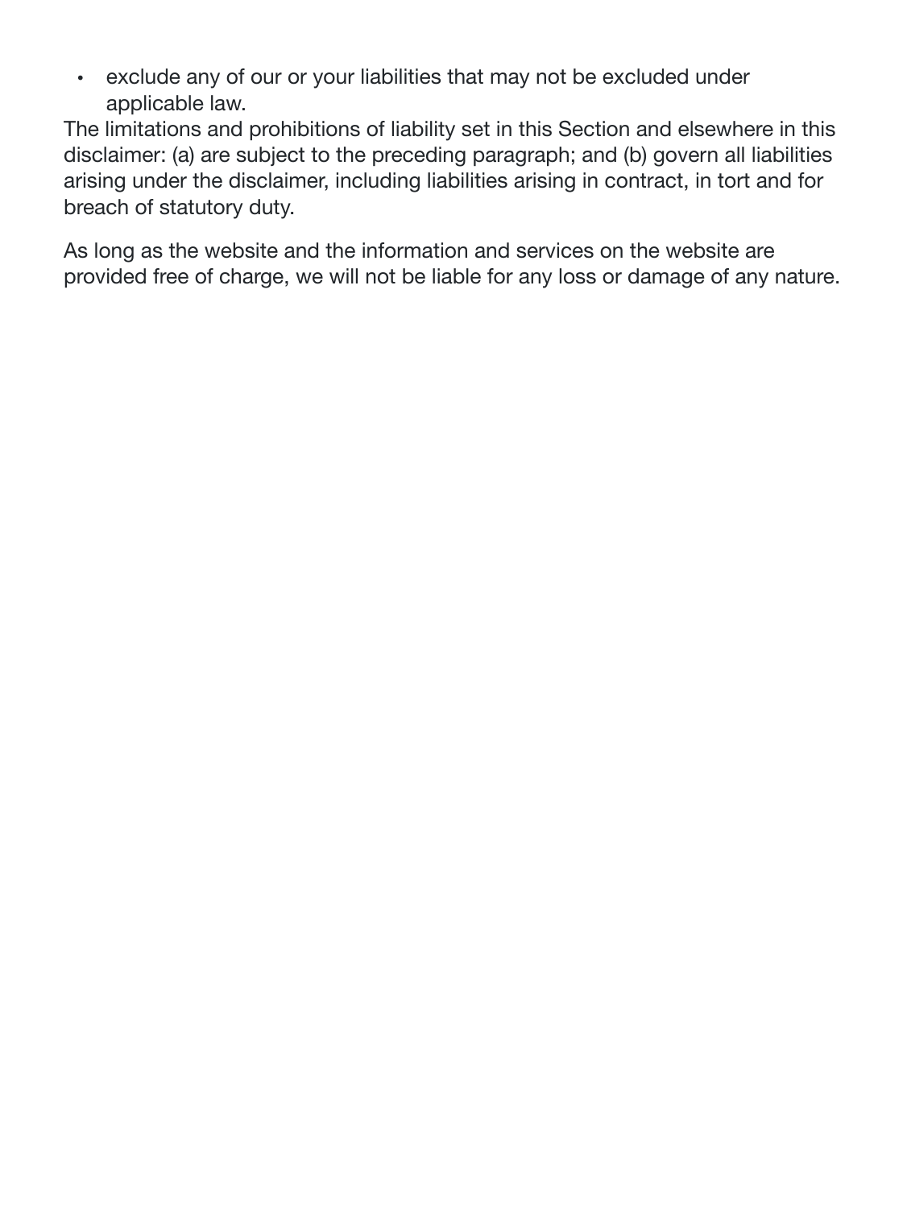- exclude any of our or your liabilities that may not be excluded under applicable law.

The limitations and prohibitions of liability set in this Section and elsewhere in this disclaimer: (a) are subject to the preceding paragraph; and (b) govern all liabilities arising under the disclaimer, including liabilities arising in contract, in tort and for breach of statutory duty.

As long as the website and the information and services on the website are provided free of charge, we will not be liable for any loss or damage of any nature.